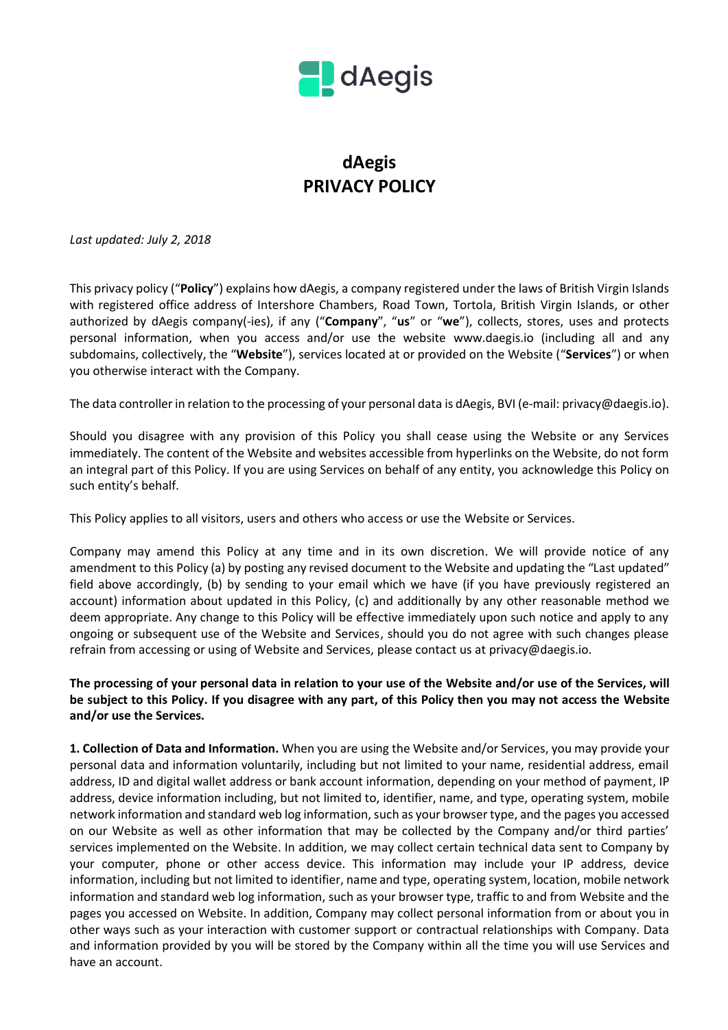dAegis

# dAegis
# PRIVACY POLICY

*Last updated: July 2, 2018*

This privacy policy ("**Policy**") explains how dAegis, a company registered under the laws of British Virgin Islands with registered office address of Intershore Chambers, Road Town, Tortola, British Virgin Islands, or other authorized by dAegis company(-ies), if any ("**Company**", "**us**" or "**we**"), collects, stores, uses and protects personal information, when you access and/or use the website www.daegis.io (including all and any subdomains, collectively, the "**Website**"), services located at or provided on the Website ("**Services**") or when you otherwise interact with the Company.

The data controller in relation to the processing of your personal data is dAegis, BVI (e-mail: privacy@daegis.io).

Should you disagree with any provision of this Policy you shall cease using the Website or any Services immediately. The content of the Website and websites accessible from hyperlinks on the Website, do not form an integral part of this Policy. If you are using Services on behalf of any entity, you acknowledge this Policy on such entity's behalf.

This Policy applies to all visitors, users and others who access or use the Website or Services.

Company may amend this Policy at any time and in its own discretion. We will provide notice of any amendment to this Policy (a) by posting any revised document to the Website and updating the "Last updated" field above accordingly, (b) by sending to your email which we have (if you have previously registered an account) information about updated in this Policy, (c) and additionally by any other reasonable method we deem appropriate. Any change to this Policy will be effective immediately upon such notice and apply to any ongoing or subsequent use of the Website and Services, should you do not agree with such changes please refrain from accessing or using of Website and Services, please contact us at privacy@daegis.io.

**The processing of your personal data in relation to your use of the Website and/or use of the Services, will be subject to this Policy. If you disagree with any part, of this Policy then you may not access the Website and/or use the Services.**

**1. Collection of Data and Information.** When you are using the Website and/or Services, you may provide your personal data and information voluntarily, including but not limited to your name, residential address, email address, ID and digital wallet address or bank account information, depending on your method of payment, IP address, device information including, but not limited to, identifier, name, and type, operating system, mobile network information and standard web log information, such as your browser type, and the pages you accessed on our Website as well as other information that may be collected by the Company and/or third parties' services implemented on the Website. In addition, we may collect certain technical data sent to Company by your computer, phone or other access device. This information may include your IP address, device information, including but not limited to identifier, name and type, operating system, location, mobile network information and standard web log information, such as your browser type, traffic to and from Website and the pages you accessed on Website. In addition, Company may collect personal information from or about you in other ways such as your interaction with customer support or contractual relationships with Company. Data and information provided by you will be stored by the Company within all the time you will use Services and have an account.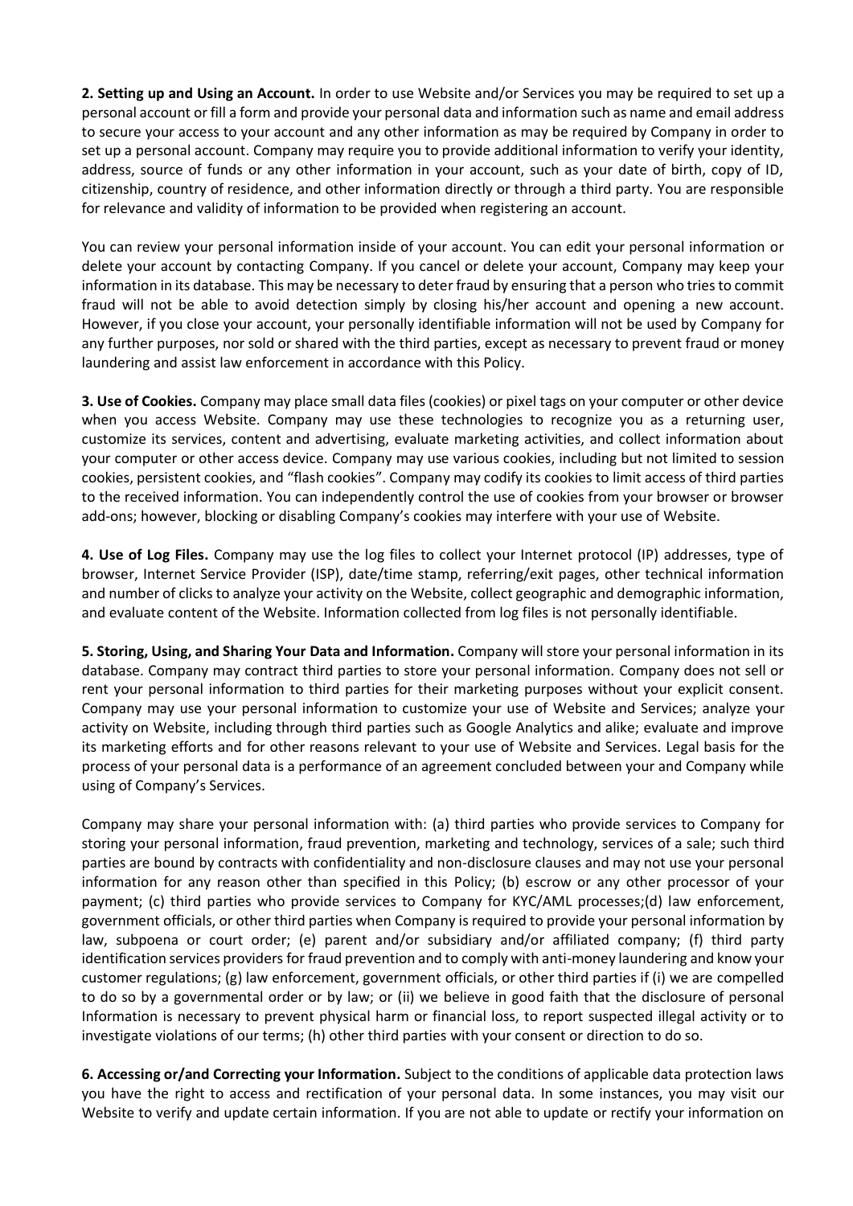**2. Setting up and Using an Account.** In order to use Website and/or Services you may be required to set up a personal account or fill a form and provide your personal data and information such as name and email address to secure your access to your account and any other information as may be required by Company in order to set up a personal account. Company may require you to provide additional information to verify your identity, address, source of funds or any other information in your account, such as your date of birth, copy of ID, citizenship, country of residence, and other information directly or through a third party. You are responsible for relevance and validity of information to be provided when registering an account.

You can review your personal information inside of your account. You can edit your personal information or delete your account by contacting Company. If you cancel or delete your account, Company may keep your information in its database. This may be necessary to deter fraud by ensuring that a person who tries to commit fraud will not be able to avoid detection simply by closing his/her account and opening a new account. However, if you close your account, your personally identifiable information will not be used by Company for any further purposes, nor sold or shared with the third parties, except as necessary to prevent fraud or money laundering and assist law enforcement in accordance with this Policy.

**3. Use of Cookies.** Company may place small data files (cookies) or pixel tags on your computer or other device when you access Website. Company may use these technologies to recognize you as a returning user, customize its services, content and advertising, evaluate marketing activities, and collect information about your computer or other access device. Company may use various cookies, including but not limited to session cookies, persistent cookies, and "flash cookies". Company may codify its cookies to limit access of third parties to the received information. You can independently control the use of cookies from your browser or browser add-ons; however, blocking or disabling Company's cookies may interfere with your use of Website.

**4. Use of Log Files.** Company may use the log files to collect your Internet protocol (IP) addresses, type of browser, Internet Service Provider (ISP), date/time stamp, referring/exit pages, other technical information and number of clicks to analyze your activity on the Website, collect geographic and demographic information, and evaluate content of the Website. Information collected from log files is not personally identifiable.

**5. Storing, Using, and Sharing Your Data and Information.** Company will store your personal information in its database. Company may contract third parties to store your personal information. Company does not sell or rent your personal information to third parties for their marketing purposes without your explicit consent. Company may use your personal information to customize your use of Website and Services; analyze your activity on Website, including through third parties such as Google Analytics and alike; evaluate and improve its marketing efforts and for other reasons relevant to your use of Website and Services. Legal basis for the process of your personal data is a performance of an agreement concluded between your and Company while using of Company's Services.

Company may share your personal information with: (a) third parties who provide services to Company for storing your personal information, fraud prevention, marketing and technology, services of a sale; such third parties are bound by contracts with confidentiality and non-disclosure clauses and may not use your personal information for any reason other than specified in this Policy; (b) escrow or any other processor of your payment; (c) third parties who provide services to Company for KYC/AML processes;(d) law enforcement, government officials, or other third parties when Company is required to provide your personal information by law, subpoena or court order; (e) parent and/or subsidiary and/or affiliated company; (f) third party identification services providers for fraud prevention and to comply with anti-money laundering and know your customer regulations; (g) law enforcement, government officials, or other third parties if (i) we are compelled to do so by a governmental order or by law; or (ii) we believe in good faith that the disclosure of personal Information is necessary to prevent physical harm or financial loss, to report suspected illegal activity or to investigate violations of our terms; (h) other third parties with your consent or direction to do so.

**6. Accessing or/and Correcting your Information.** Subject to the conditions of applicable data protection laws you have the right to access and rectification of your personal data. In some instances, you may visit our Website to verify and update certain information. If you are not able to update or rectify your information on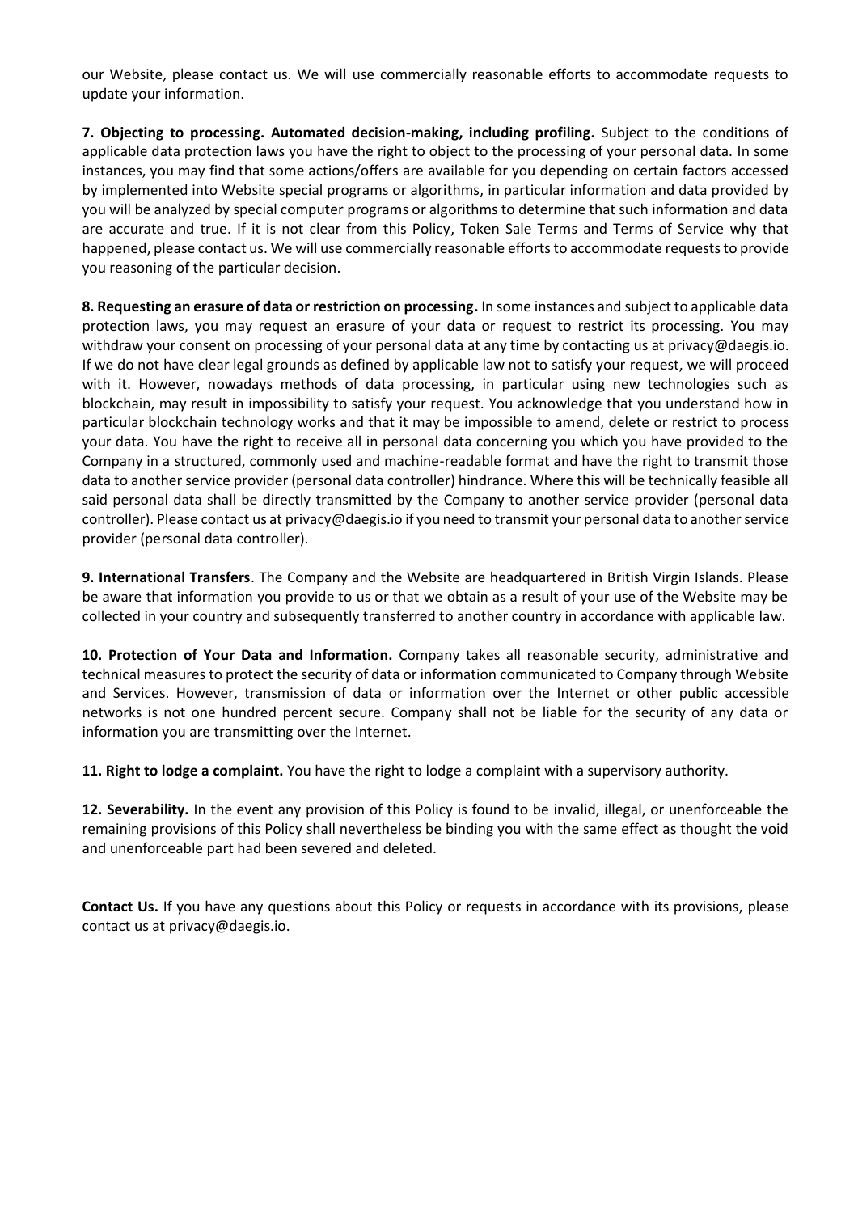our Website, please contact us. We will use commercially reasonable efforts to accommodate requests to update your information.

**7. Objecting to processing. Automated decision-making, including profiling.** Subject to the conditions of applicable data protection laws you have the right to object to the processing of your personal data. In some instances, you may find that some actions/offers are available for you depending on certain factors accessed by implemented into Website special programs or algorithms, in particular information and data provided by you will be analyzed by special computer programs or algorithms to determine that such information and data are accurate and true. If it is not clear from this Policy, Token Sale Terms and Terms of Service why that happened, please contact us. We will use commercially reasonable efforts to accommodate requests to provide you reasoning of the particular decision.

**8. Requesting an erasure of data or restriction on processing.** In some instances and subject to applicable data protection laws, you may request an erasure of your data or request to restrict its processing. You may withdraw your consent on processing of your personal data at any time by contacting us at privacy@daegis.io. If we do not have clear legal grounds as defined by applicable law not to satisfy your request, we will proceed with it. However, nowadays methods of data processing, in particular using new technologies such as blockchain, may result in impossibility to satisfy your request. You acknowledge that you understand how in particular blockchain technology works and that it may be impossible to amend, delete or restrict to process your data. You have the right to receive all in personal data concerning you which you have provided to the Company in a structured, commonly used and machine-readable format and have the right to transmit those data to another service provider (personal data controller) hindrance. Where this will be technically feasible all said personal data shall be directly transmitted by the Company to another service provider (personal data controller). Please contact us at privacy@daegis.io if you need to transmit your personal data to another service provider (personal data controller).

**9. International Transfers**. The Company and the Website are headquartered in British Virgin Islands. Please be aware that information you provide to us or that we obtain as a result of your use of the Website may be collected in your country and subsequently transferred to another country in accordance with applicable law.

**10. Protection of Your Data and Information.** Company takes all reasonable security, administrative and technical measures to protect the security of data or information communicated to Company through Website and Services. However, transmission of data or information over the Internet or other public accessible networks is not one hundred percent secure. Company shall not be liable for the security of any data or information you are transmitting over the Internet.

**11. Right to lodge a complaint.** You have the right to lodge a complaint with a supervisory authority.

**12. Severability.** In the event any provision of this Policy is found to be invalid, illegal, or unenforceable the remaining provisions of this Policy shall nevertheless be binding you with the same effect as thought the void and unenforceable part had been severed and deleted.

**Contact Us.** If you have any questions about this Policy or requests in accordance with its provisions, please contact us at privacy@daegis.io.